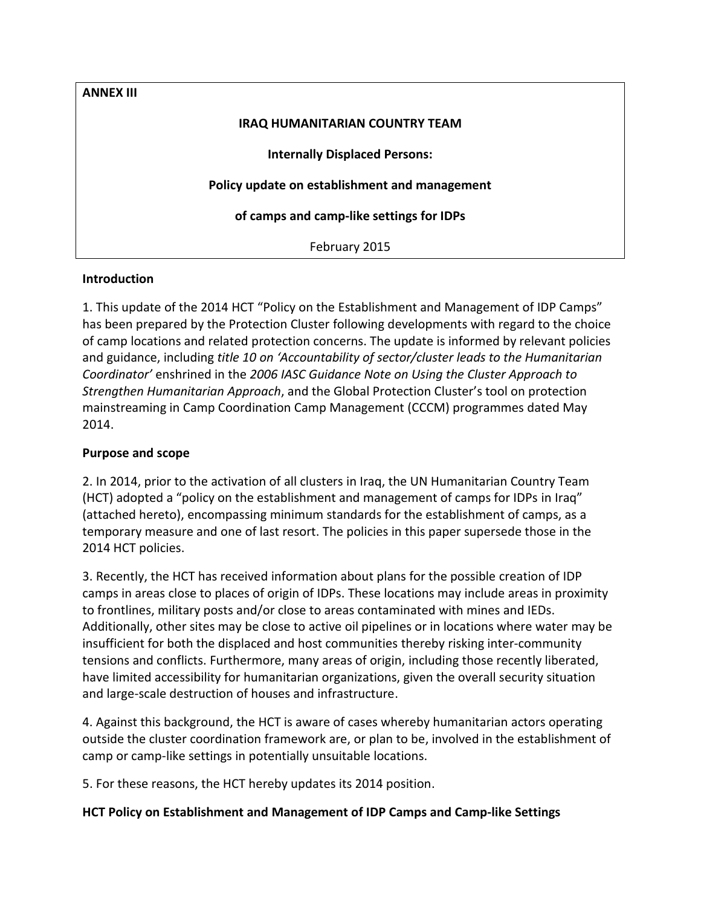**ANNEX III**

**IRAQ HUMANITARIAN COUNTRY TEAM**

**Internally Displaced Persons:**

**Policy update on establishment and management**

**of camps and camp-like settings for IDPs**

February 2015

**Introduction**

1. This update of the 2014 HCT "Policy on the Establishment and Management of IDP Camps" has been prepared by the Protection Cluster following developments with regard to the choice of camp locations and related protection concerns. The update is informed by relevant policies and guidance, including *title 10 on 'Accountability of sector/cluster leads to the Humanitarian Coordinator'* enshrined in the *2006 IASC Guidance Note on Using the Cluster Approach to Strengthen Humanitarian Approach*, and the Global Protection Cluster's tool on protection mainstreaming in Camp Coordination Camp Management (CCCM) programmes dated May 2014.

**Purpose and scope**

2. In 2014, prior to the activation of all clusters in Iraq, the UN Humanitarian Country Team (HCT) adopted a "policy on the establishment and management of camps for IDPs in Iraq" (attached hereto), encompassing minimum standards for the establishment of camps, as a temporary measure and one of last resort. The policies in this paper supersede those in the 2014 HCT policies.

3. Recently, the HCT has received information about plans for the possible creation of IDP camps in areas close to places of origin of IDPs. These locations may include areas in proximity to frontlines, military posts and/or close to areas contaminated with mines and IEDs. Additionally, other sites may be close to active oil pipelines or in locations where water may be insufficient for both the displaced and host communities thereby risking inter-community tensions and conflicts. Furthermore, many areas of origin, including those recently liberated, have limited accessibility for humanitarian organizations, given the overall security situation and large-scale destruction of houses and infrastructure.

4. Against this background, the HCT is aware of cases whereby humanitarian actors operating outside the cluster coordination framework are, or plan to be, involved in the establishment of camp or camp-like settings in potentially unsuitable locations.

5. For these reasons, the HCT hereby updates its 2014 position.

**HCT Policy on Establishment and Management of IDP Camps and Camp-like Settings**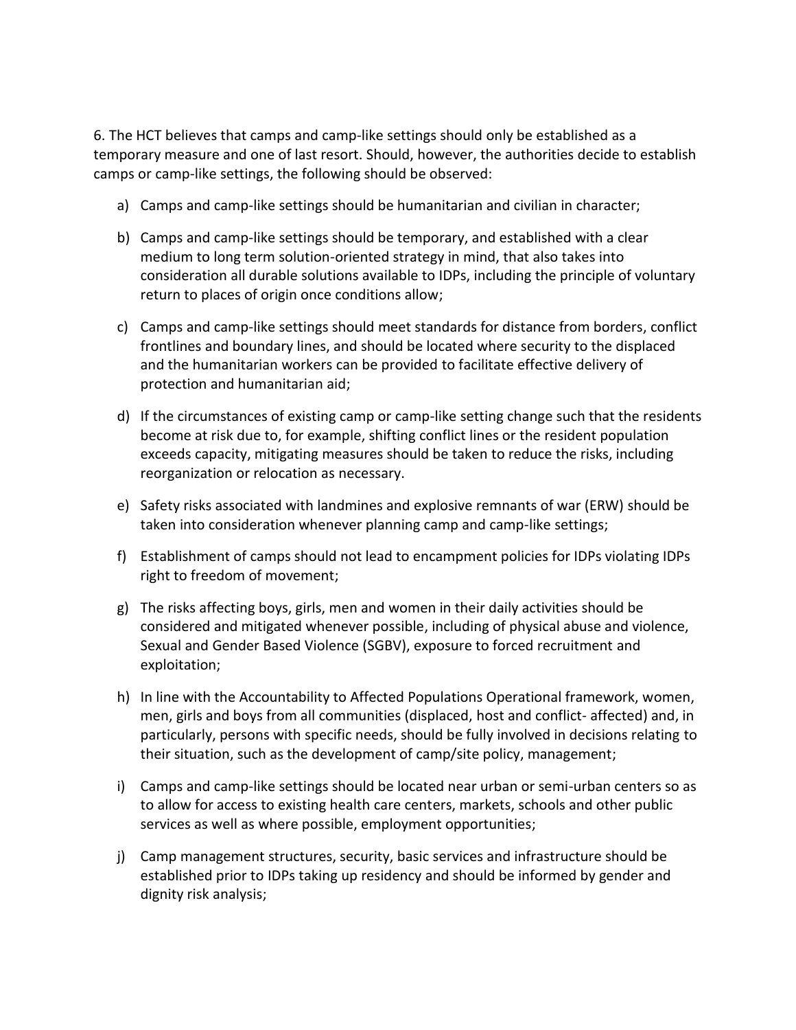6. The HCT believes that camps and camp-like settings should only be established as a temporary measure and one of last resort. Should, however, the authorities decide to establish camps or camp-like settings, the following should be observed:

a) Camps and camp-like settings should be humanitarian and civilian in character;

b) Camps and camp-like settings should be temporary, and established with a clear medium to long term solution-oriented strategy in mind, that also takes into consideration all durable solutions available to IDPs, including the principle of voluntary return to places of origin once conditions allow;

c) Camps and camp-like settings should meet standards for distance from borders, conflict frontlines and boundary lines, and should be located where security to the displaced and the humanitarian workers can be provided to facilitate effective delivery of protection and humanitarian aid;

d) If the circumstances of existing camp or camp-like setting change such that the residents become at risk due to, for example, shifting conflict lines or the resident population exceeds capacity, mitigating measures should be taken to reduce the risks, including reorganization or relocation as necessary.

e) Safety risks associated with landmines and explosive remnants of war (ERW) should be taken into consideration whenever planning camp and camp-like settings;

f) Establishment of camps should not lead to encampment policies for IDPs violating IDPs right to freedom of movement;

g) The risks affecting boys, girls, men and women in their daily activities should be considered and mitigated whenever possible, including of physical abuse and violence, Sexual and Gender Based Violence (SGBV), exposure to forced recruitment and exploitation;

h) In line with the Accountability to Affected Populations Operational framework, women, men, girls and boys from all communities (displaced, host and conflict- affected) and, in particularly, persons with specific needs, should be fully involved in decisions relating to their situation, such as the development of camp/site policy, management;

i) Camps and camp-like settings should be located near urban or semi-urban centers so as to allow for access to existing health care centers, markets, schools and other public services as well as where possible, employment opportunities;

j) Camp management structures, security, basic services and infrastructure should be established prior to IDPs taking up residency and should be informed by gender and dignity risk analysis;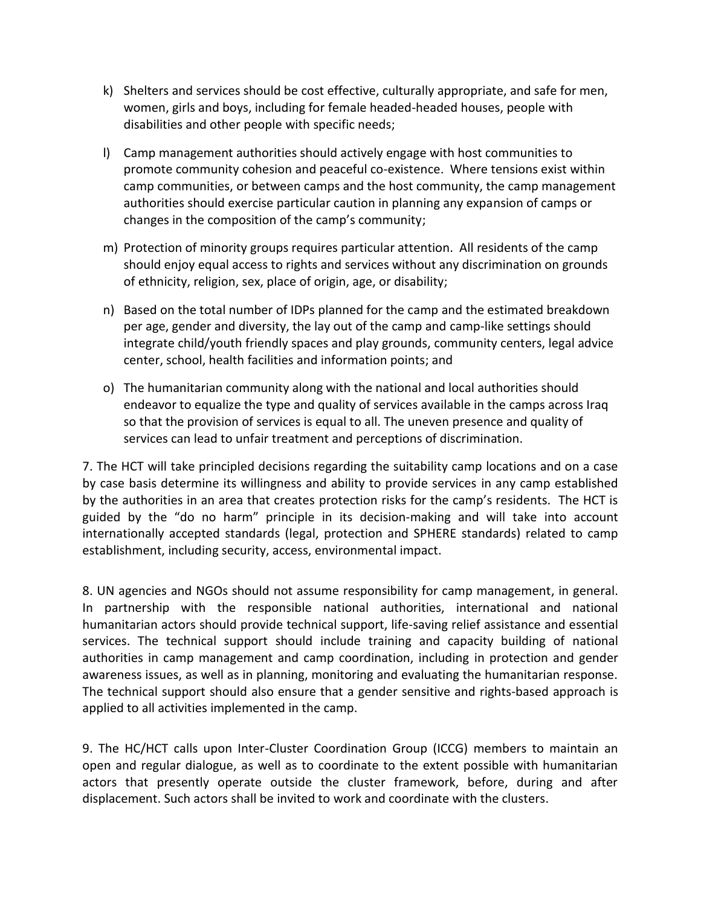k) Shelters and services should be cost effective, culturally appropriate, and safe for men, women, girls and boys, including for female headed-headed houses, people with disabilities and other people with specific needs;

l) Camp management authorities should actively engage with host communities to promote community cohesion and peaceful co-existence. Where tensions exist within camp communities, or between camps and the host community, the camp management authorities should exercise particular caution in planning any expansion of camps or changes in the composition of the camp's community;

m) Protection of minority groups requires particular attention. All residents of the camp should enjoy equal access to rights and services without any discrimination on grounds of ethnicity, religion, sex, place of origin, age, or disability;

n) Based on the total number of IDPs planned for the camp and the estimated breakdown per age, gender and diversity, the lay out of the camp and camp-like settings should integrate child/youth friendly spaces and play grounds, community centers, legal advice center, school, health facilities and information points; and

o) The humanitarian community along with the national and local authorities should endeavor to equalize the type and quality of services available in the camps across Iraq so that the provision of services is equal to all. The uneven presence and quality of services can lead to unfair treatment and perceptions of discrimination.

7. The HCT will take principled decisions regarding the suitability camp locations and on a case by case basis determine its willingness and ability to provide services in any camp established by the authorities in an area that creates protection risks for the camp's residents. The HCT is guided by the "do no harm" principle in its decision-making and will take into account internationally accepted standards (legal, protection and SPHERE standards) related to camp establishment, including security, access, environmental impact.

8. UN agencies and NGOs should not assume responsibility for camp management, in general. In partnership with the responsible national authorities, international and national humanitarian actors should provide technical support, life-saving relief assistance and essential services. The technical support should include training and capacity building of national authorities in camp management and camp coordination, including in protection and gender awareness issues, as well as in planning, monitoring and evaluating the humanitarian response. The technical support should also ensure that a gender sensitive and rights-based approach is applied to all activities implemented in the camp.

9. The HC/HCT calls upon Inter-Cluster Coordination Group (ICCG) members to maintain an open and regular dialogue, as well as to coordinate to the extent possible with humanitarian actors that presently operate outside the cluster framework, before, during and after displacement. Such actors shall be invited to work and coordinate with the clusters.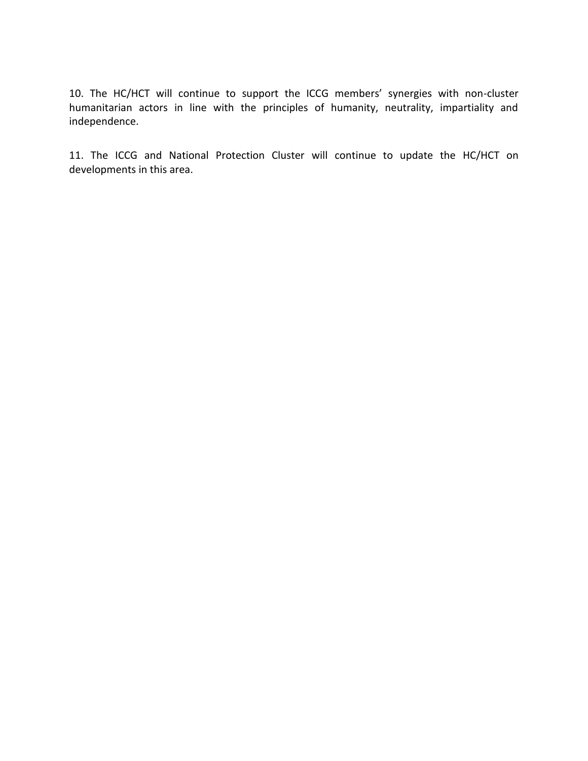10. The HC/HCT will continue to support the ICCG members’ synergies with non-cluster humanitarian actors in line with the principles of humanity, neutrality, impartiality and independence.

11. The ICCG and National Protection Cluster will continue to update the HC/HCT on developments in this area.